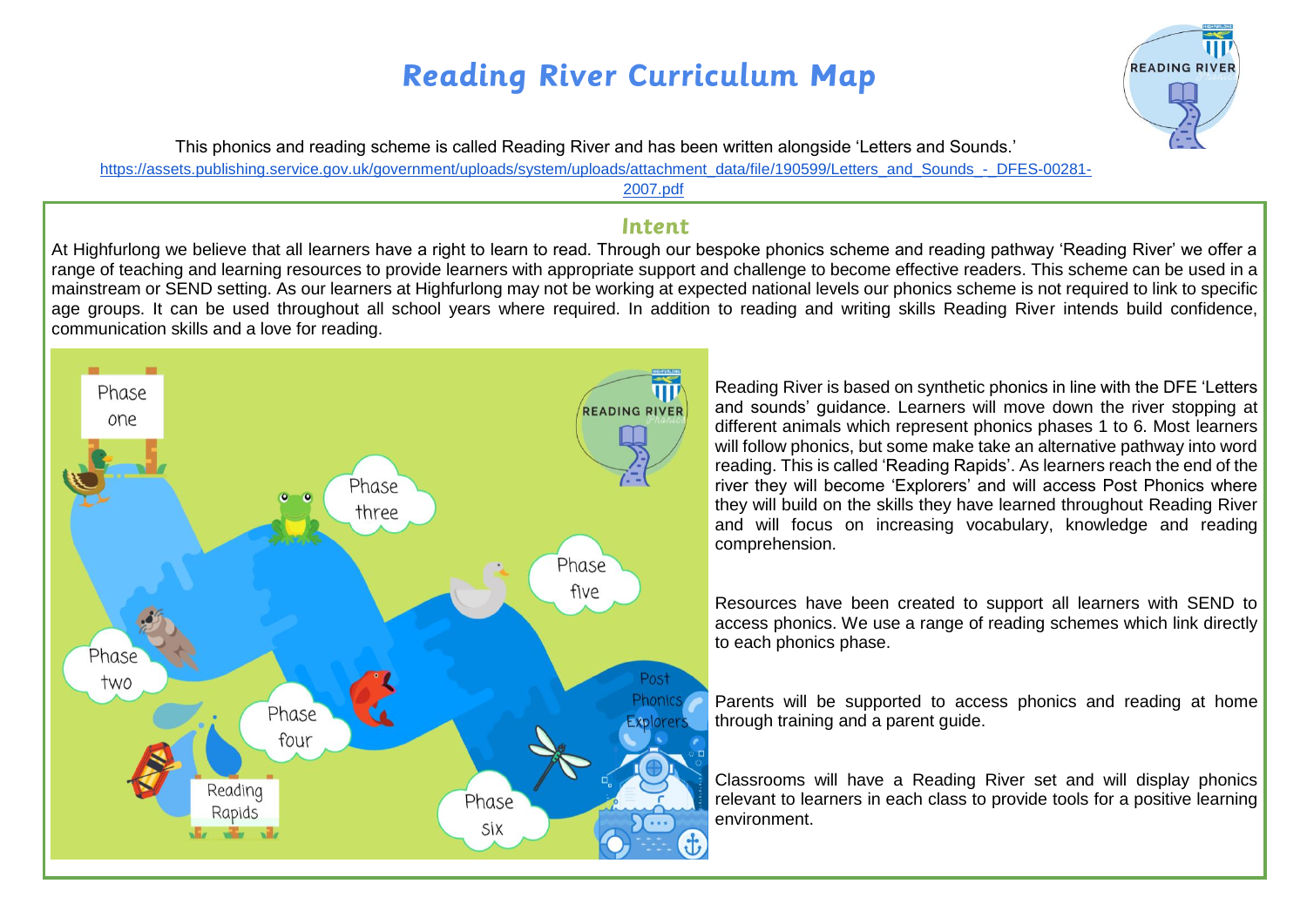# Reading River Curriculum Map

This phonics and reading scheme is called Reading River and has been written alongside 'Letters and Sounds.'

https://assets.publishing.service.gov.uk/government/uploads/system/uploads/attachment_data/file/190599/Letters_and_Sounds_-_DFES-00281-2007.pdf

## Intent

At Highfurlong we believe that all learners have a right to learn to read. Through our bespoke phonics scheme and reading pathway 'Reading River' we offer a range of teaching and learning resources to provide learners with appropriate support and challenge to become effective readers. This scheme can be used in a mainstream or SEND setting. As our learners at Highfurlong may not be working at expected national levels our phonics scheme is not required to link to specific age groups. It can be used throughout all school years where required. In addition to reading and writing skills Reading River intends build confidence, communication skills and a love for reading.

Reading River is based on synthetic phonics in line with the DFE 'Letters and sounds' guidance. Learners will move down the river stopping at different animals which represent phonics phases 1 to 6. Most learners will follow phonics, but some make take an alternative pathway into word reading. This is called 'Reading Rapids'. As learners reach the end of the river they will become 'Explorers' and will access Post Phonics where they will build on the skills they have learned throughout Reading River and will focus on increasing vocabulary, knowledge and reading comprehension.

Resources have been created to support all learners with SEND to access phonics. We use a range of reading schemes which link directly to each phonics phase.

Parents will be supported to access phonics and reading at home through training and a parent guide.

Classrooms will have a Reading River set and will display phonics relevant to learners in each class to provide tools for a positive learning environment.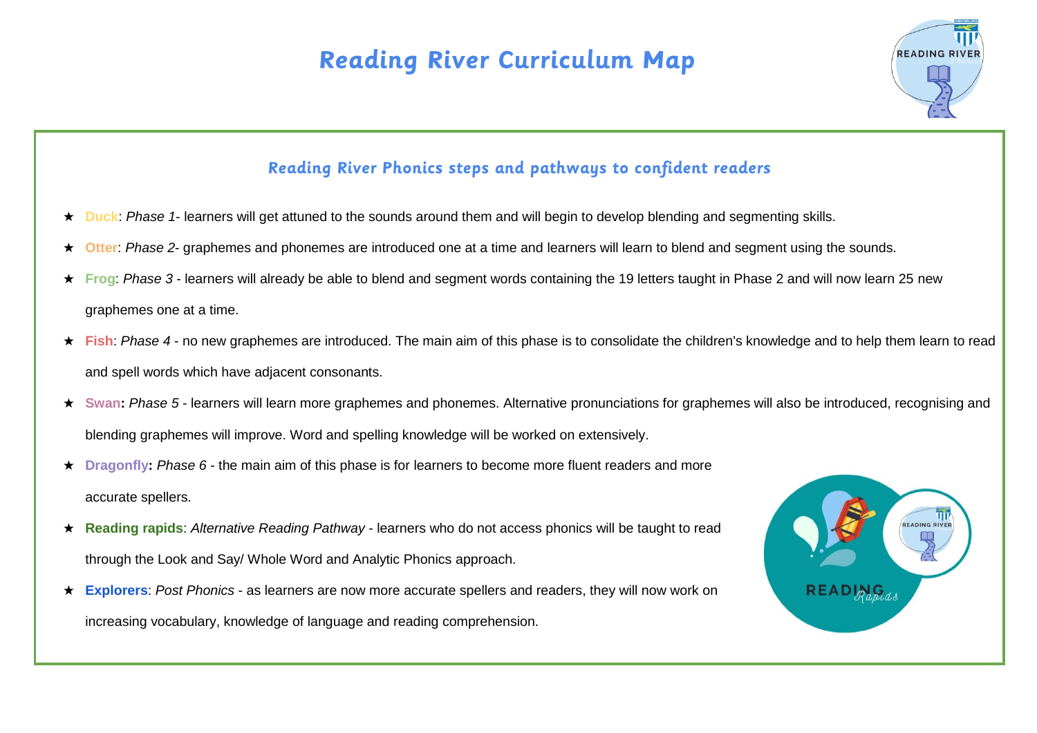# Reading River Curriculum Map

## Reading River Phonics steps and pathways to confident readers

- **Duck**: *Phase 1*- learners will get attuned to the sounds around them and will begin to develop blending and segmenting skills.
- **Otter**: *Phase 2*- graphemes and phonemes are introduced one at a time and learners will learn to blend and segment using the sounds.
- **Frog**: *Phase 3* - learners will already be able to blend and segment words containing the 19 letters taught in Phase 2 and will now learn 25 new graphemes one at a time.
- **Fish**: *Phase 4* - no new graphemes are introduced. The main aim of this phase is to consolidate the children's knowledge and to help them learn to read and spell words which have adjacent consonants.
- **Swan:** *Phase 5* - learners will learn more graphemes and phonemes. Alternative pronunciations for graphemes will also be introduced, recognising and blending graphemes will improve. Word and spelling knowledge will be worked on extensively.
- **Dragonfly:** *Phase 6* - the main aim of this phase is for learners to become more fluent readers and more accurate spellers.
- **Reading rapids**: *Alternative Reading Pathway* - learners who do not access phonics will be taught to read through the Look and Say/ Whole Word and Analytic Phonics approach.
- **Explorers**: *Post Phonics* - as learners are now more accurate spellers and readers, they will now work on increasing vocabulary, knowledge of language and reading comprehension.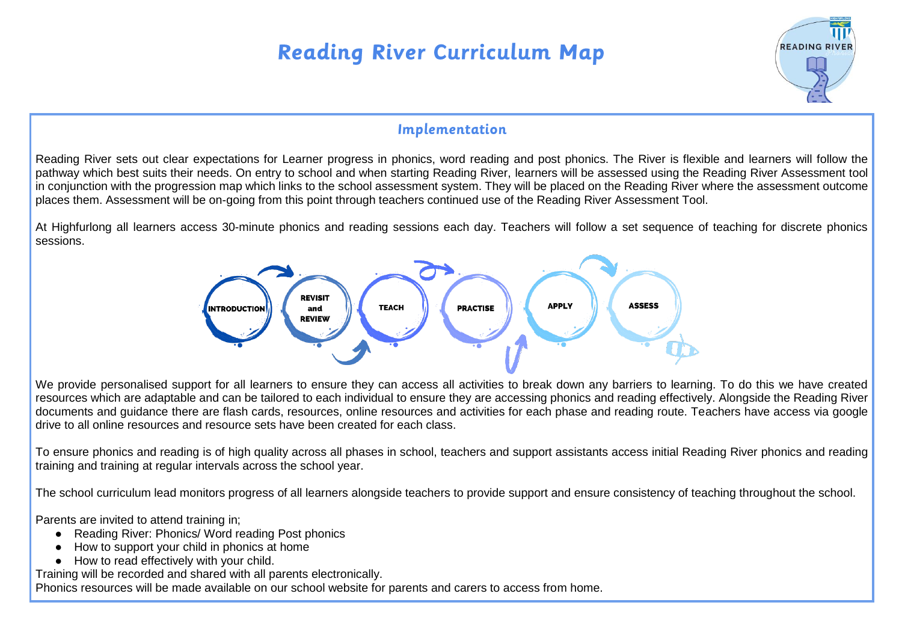# Reading River Curriculum Map

## Implementation

Reading River sets out clear expectations for Learner progress in phonics, word reading and post phonics. The River is flexible and learners will follow the pathway which best suits their needs. On entry to school and when starting Reading River, learners will be assessed using the Reading River Assessment tool in conjunction with the progression map which links to the school assessment system. They will be placed on the Reading River where the assessment outcome places them. Assessment will be on-going from this point through teachers continued use of the Reading River Assessment Tool.

At Highfurlong all learners access 30-minute phonics and reading sessions each day. Teachers will follow a set sequence of teaching for discrete phonics sessions.

INTRODUCTION → REVISIT and REVIEW → TEACH → PRACTISE → APPLY → ASSESS

We provide personalised support for all learners to ensure they can access all activities to break down any barriers to learning. To do this we have created resources which are adaptable and can be tailored to each individual to ensure they are accessing phonics and reading effectively. Alongside the Reading River documents and guidance there are flash cards, resources, online resources and activities for each phase and reading route. Teachers have access via google drive to all online resources and resource sets have been created for each class.

To ensure phonics and reading is of high quality across all phases in school, teachers and support assistants access initial Reading River phonics and reading training and training at regular intervals across the school year.

The school curriculum lead monitors progress of all learners alongside teachers to provide support and ensure consistency of teaching throughout the school.

Parents are invited to attend training in;

- Reading River: Phonics/ Word reading Post phonics
- How to support your child in phonics at home
- How to read effectively with your child.

Training will be recorded and shared with all parents electronically.

Phonics resources will be made available on our school website for parents and carers to access from home.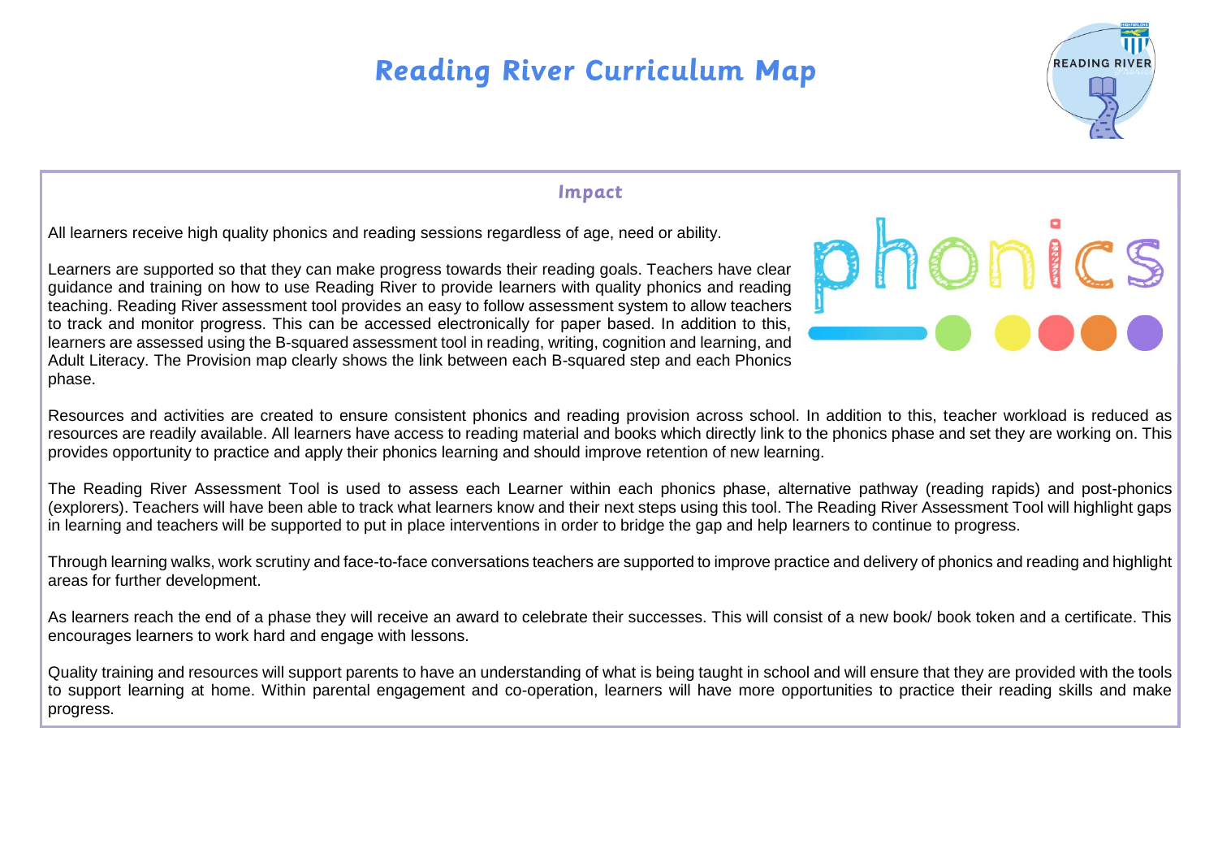# Reading River Curriculum Map

## Impact

All learners receive high quality phonics and reading sessions regardless of age, need or ability.

Learners are supported so that they can make progress towards their reading goals. Teachers have clear guidance and training on how to use Reading River to provide learners with quality phonics and reading teaching. Reading River assessment tool provides an easy to follow assessment system to allow teachers to track and monitor progress. This can be accessed electronically for paper based. In addition to this, learners are assessed using the B-squared assessment tool in reading, writing, cognition and learning, and Adult Literacy. The Provision map clearly shows the link between each B-squared step and each Phonics phase.

Resources and activities are created to ensure consistent phonics and reading provision across school. In addition to this, teacher workload is reduced as resources are readily available. All learners have access to reading material and books which directly link to the phonics phase and set they are working on. This provides opportunity to practice and apply their phonics learning and should improve retention of new learning.

The Reading River Assessment Tool is used to assess each Learner within each phonics phase, alternative pathway (reading rapids) and post-phonics (explorers). Teachers will have been able to track what learners know and their next steps using this tool. The Reading River Assessment Tool will highlight gaps in learning and teachers will be supported to put in place interventions in order to bridge the gap and help learners to continue to progress.

Through learning walks, work scrutiny and face-to-face conversations teachers are supported to improve practice and delivery of phonics and reading and highlight areas for further development.

As learners reach the end of a phase they will receive an award to celebrate their successes. This will consist of a new book/ book token and a certificate. This encourages learners to work hard and engage with lessons.

Quality training and resources will support parents to have an understanding of what is being taught in school and will ensure that they are provided with the tools to support learning at home. Within parental engagement and co-operation, learners will have more opportunities to practice their reading skills and make progress.